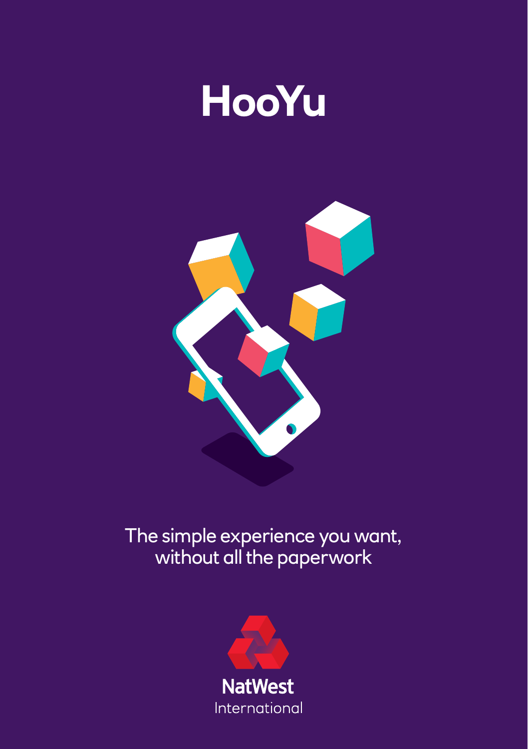# HooYu

The simple experience you want, without all the paperwork

NatWest International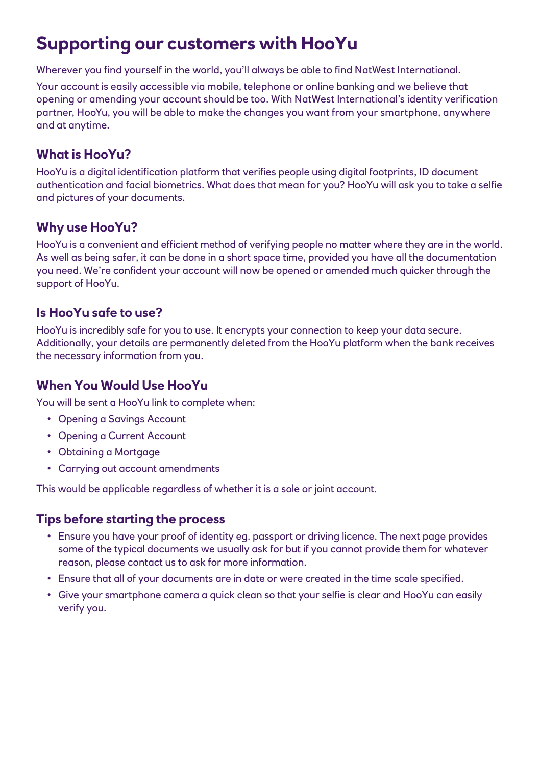# Supporting our customers with HooYu

Wherever you find yourself in the world, you'll always be able to find NatWest International.

Your account is easily accessible via mobile, telephone or online banking and we believe that opening or amending your account should be too. With NatWest International's identity verification partner, HooYu, you will be able to make the changes you want from your smartphone, anywhere and at anytime.

## What is HooYu?

HooYu is a digital identification platform that verifies people using digital footprints, ID document authentication and facial biometrics. What does that mean for you? HooYu will ask you to take a selfie and pictures of your documents.

## Why use HooYu?

HooYu is a convenient and efficient method of verifying people no matter where they are in the world. As well as being safer, it can be done in a short space time, provided you have all the documentation you need. We're confident your account will now be opened or amended much quicker through the support of HooYu.

## Is HooYu safe to use?

HooYu is incredibly safe for you to use. It encrypts your connection to keep your data secure. Additionally, your details are permanently deleted from the HooYu platform when the bank receives the necessary information from you.

## When You Would Use HooYu

You will be sent a HooYu link to complete when:

- Opening a Savings Account
- Opening a Current Account
- Obtaining a Mortgage
- Carrying out account amendments

This would be applicable regardless of whether it is a sole or joint account.

## Tips before starting the process

- Ensure you have your proof of identity eg. passport or driving licence. The next page provides some of the typical documents we usually ask for but if you cannot provide them for whatever reason, please contact us to ask for more information.
- Ensure that all of your documents are in date or were created in the time scale specified.
- Give your smartphone camera a quick clean so that your selfie is clear and HooYu can easily verify you.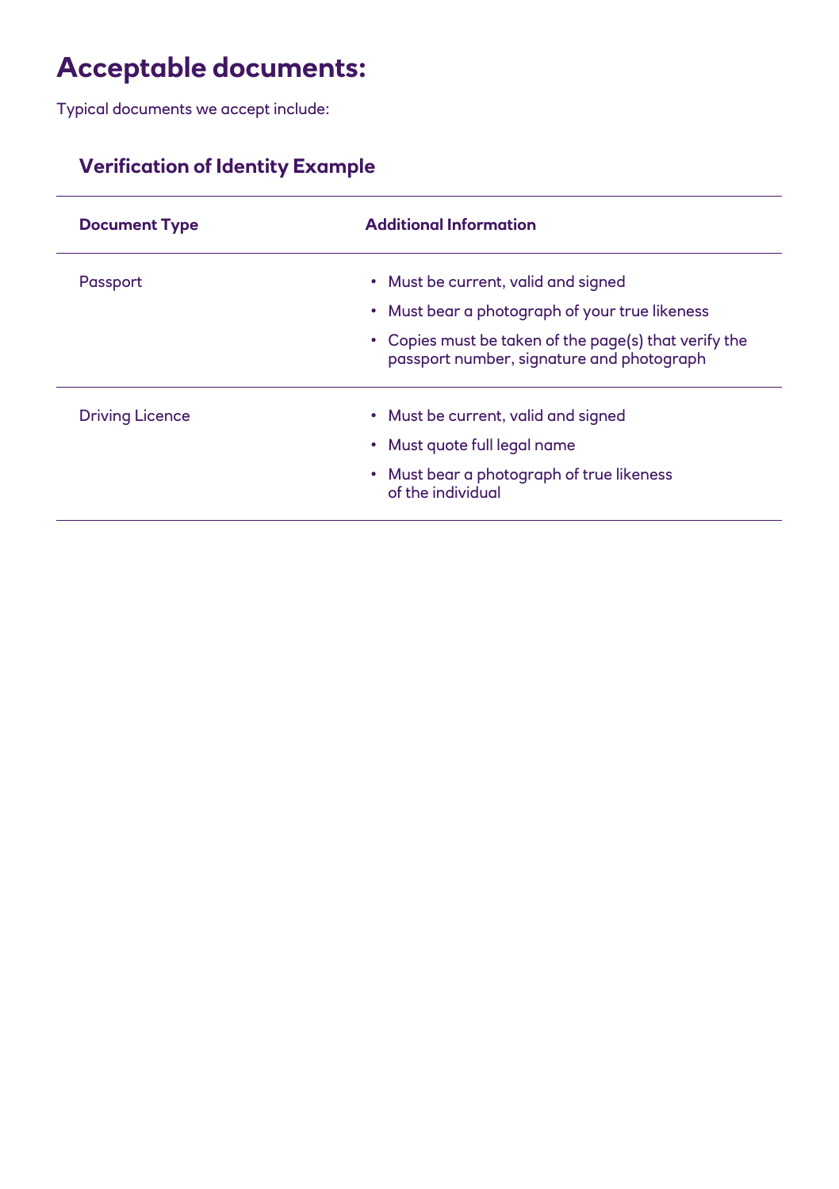# Acceptable documents:

Typical documents we accept include:

### Verification of Identity Example

| Document Type | Additional Information |
| --- | --- |
| Passport | • Must be current, valid and signed<br>• Must bear a photograph of your true likeness<br>• Copies must be taken of the page(s) that verify the passport number, signature and photograph |
| Driving Licence | • Must be current, valid and signed<br>• Must quote full legal name<br>• Must bear a photograph of true likeness of the individual |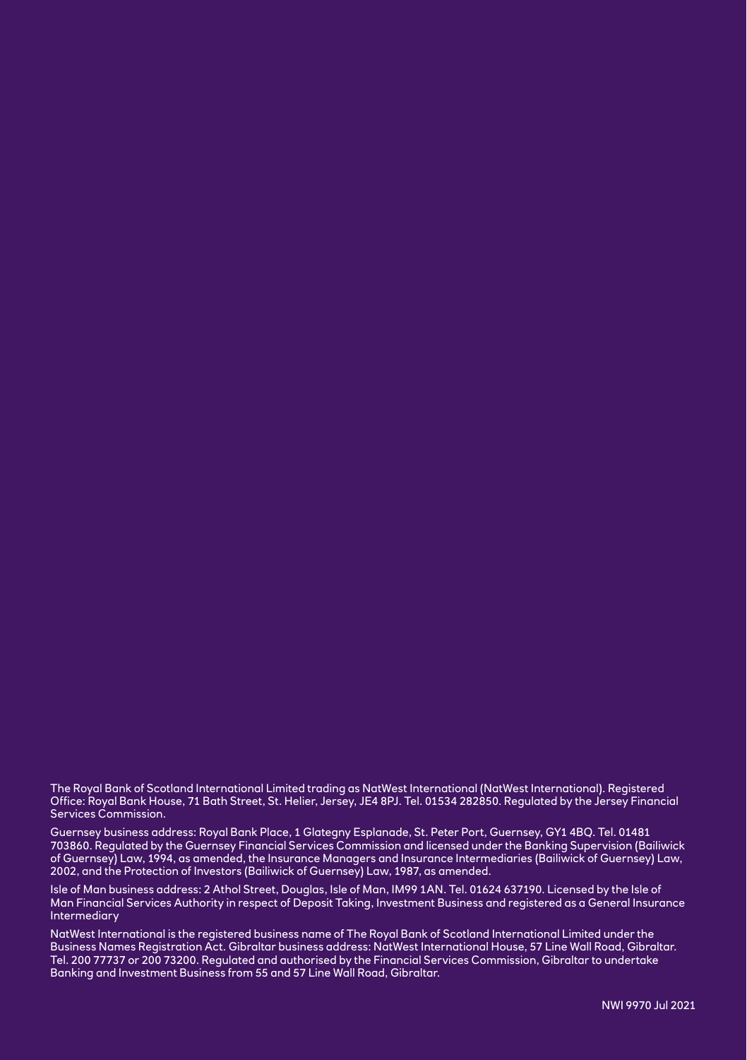The Royal Bank of Scotland International Limited trading as NatWest International (NatWest International). Registered Office: Royal Bank House, 71 Bath Street, St. Helier, Jersey, JE4 8PJ. Tel. 01534 282850. Regulated by the Jersey Financial Services Commission.

Guernsey business address: Royal Bank Place, 1 Glategny Esplanade, St. Peter Port, Guernsey, GY1 4BQ. Tel. 01481 703860. Regulated by the Guernsey Financial Services Commission and licensed under the Banking Supervision (Bailiwick of Guernsey) Law, 1994, as amended, the Insurance Managers and Insurance Intermediaries (Bailiwick of Guernsey) Law, 2002, and the Protection of Investors (Bailiwick of Guernsey) Law, 1987, as amended.

Isle of Man business address: 2 Athol Street, Douglas, Isle of Man, IM99 1AN. Tel. 01624 637190. Licensed by the Isle of Man Financial Services Authority in respect of Deposit Taking, Investment Business and registered as a General Insurance Intermediary

NatWest International is the registered business name of The Royal Bank of Scotland International Limited under the Business Names Registration Act. Gibraltar business address: NatWest International House, 57 Line Wall Road, Gibraltar. Tel. 200 77737 or 200 73200. Regulated and authorised by the Financial Services Commission, Gibraltar to undertake Banking and Investment Business from 55 and 57 Line Wall Road, Gibraltar.

NWI 9970 Jul 2021